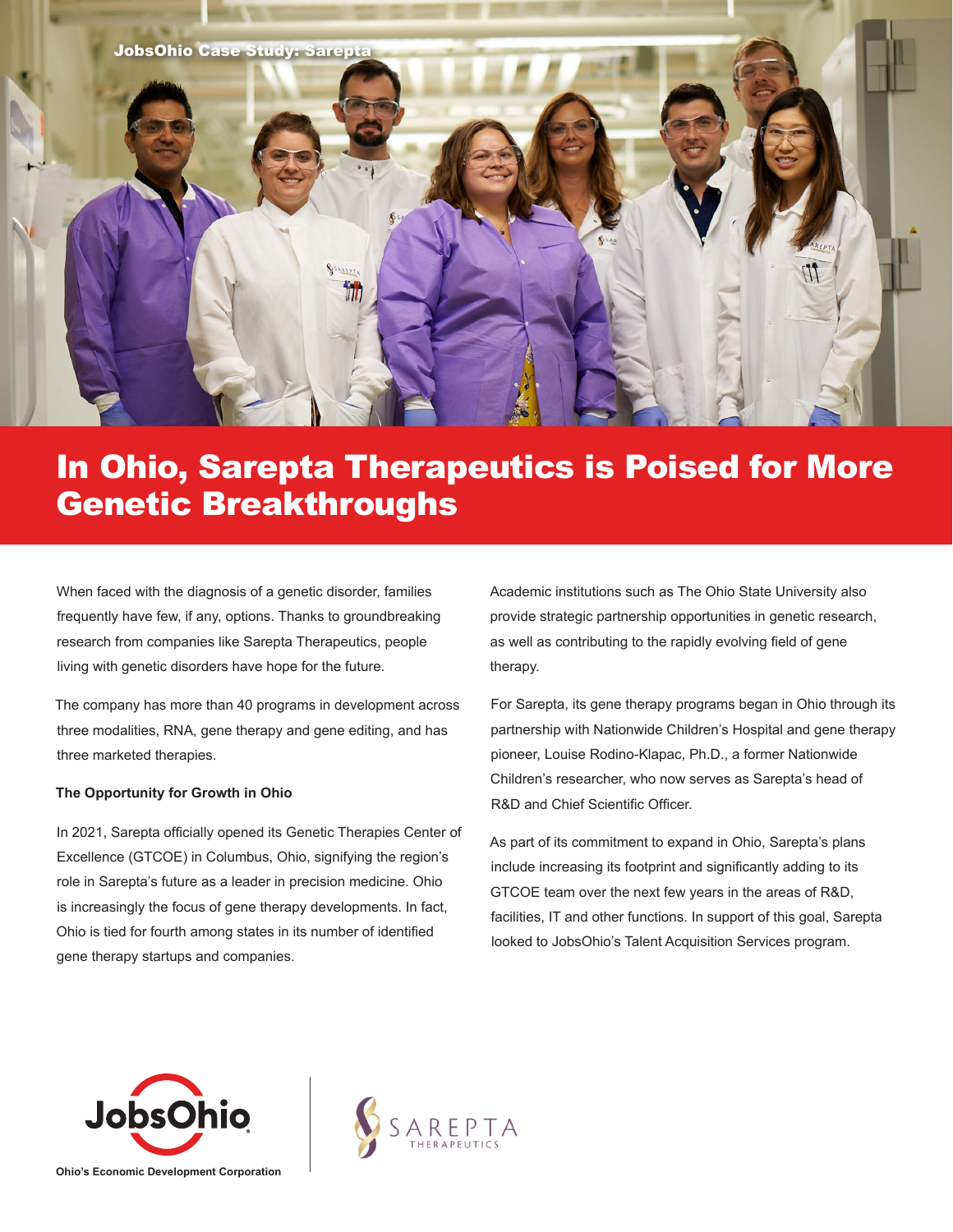JobsOhio Case Study: Sarepta

# In Ohio, Sarepta Therapeutics is Poised for More Genetic Breakthroughs

When faced with the diagnosis of a genetic disorder, families frequently have few, if any, options. Thanks to groundbreaking research from companies like Sarepta Therapeutics, people living with genetic disorders have hope for the future.

The company has more than 40 programs in development across three modalities, RNA, gene therapy and gene editing, and has three marketed therapies.

**The Opportunity for Growth in Ohio**

In 2021, Sarepta officially opened its Genetic Therapies Center of Excellence (GTCOE) in Columbus, Ohio, signifying the region's role in Sarepta's future as a leader in precision medicine. Ohio is increasingly the focus of gene therapy developments. In fact, Ohio is tied for fourth among states in its number of identified gene therapy startups and companies.

Academic institutions such as The Ohio State University also provide strategic partnership opportunities in genetic research, as well as contributing to the rapidly evolving field of gene therapy.

For Sarepta, its gene therapy programs began in Ohio through its partnership with Nationwide Children's Hospital and gene therapy pioneer, Louise Rodino-Klapac, Ph.D., a former Nationwide Children's researcher, who now serves as Sarepta's head of R&D and Chief Scientific Officer.

As part of its commitment to expand in Ohio, Sarepta's plans include increasing its footprint and significantly adding to its GTCOE team over the next few years in the areas of R&D, facilities, IT and other functions. In support of this goal, Sarepta looked to JobsOhio's Talent Acquisition Services program.

JobsOhio

Ohio's Economic Development Corporation

SAREPTA THERAPEUTICS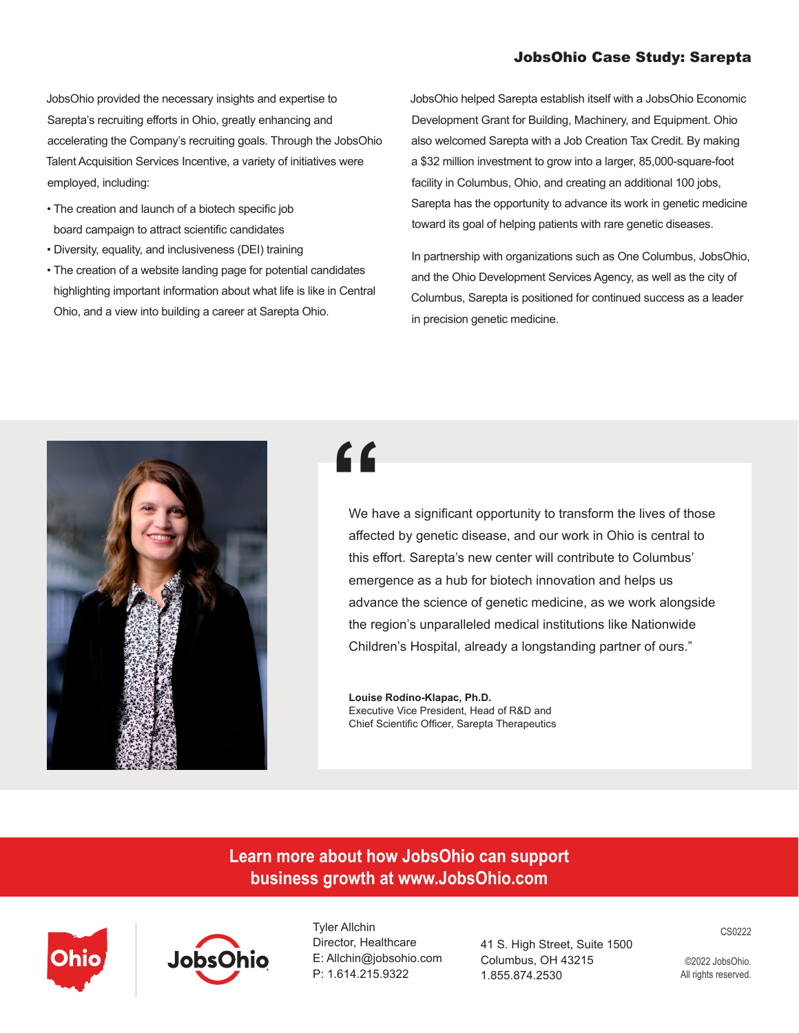JobsOhio provided the necessary insights and expertise to Sarepta's recruiting efforts in Ohio, greatly enhancing and accelerating the Company's recruiting goals. Through the JobsOhio Talent Acquisition Services Incentive, a variety of initiatives were employed, including:

- The creation and launch of a biotech specific job board campaign to attract scientific candidates
- Diversity, equality, and inclusiveness (DEI) training
- The creation of a website landing page for potential candidates highlighting important information about what life is like in Central Ohio, and a view into building a career at Sarepta Ohio.

JobsOhio helped Sarepta establish itself with a JobsOhio Economic Development Grant for Building, Machinery, and Equipment. Ohio also welcomed Sarepta with a Job Creation Tax Credit. By making a $32 million investment to grow into a larger, 85,000-square-foot facility in Columbus, Ohio, and creating an additional 100 jobs, Sarepta has the opportunity to advance its work in genetic medicine toward its goal of helping patients with rare genetic diseases.

In partnership with organizations such as One Columbus, JobsOhio, and the Ohio Development Services Agency, as well as the city of Columbus, Sarepta is positioned for continued success as a leader in precision genetic medicine.

> "We have a significant opportunity to transform the lives of those affected by genetic disease, and our work in Ohio is central to this effort. Sarepta's new center will contribute to Columbus' emergence as a hub for biotech innovation and helps us advance the science of genetic medicine, as we work alongside the region's unparalleled medical institutions like Nationwide Children's Hospital, already a longstanding partner of ours."
>
> **Louise Rodino-Klapac, Ph.D.**
> Executive Vice President, Head of R&D and Chief Scientific Officer, Sarepta Therapeutics

**Learn more about how JobsOhio can support business growth at www.JobsOhio.com**

Tyler Allchin
Director, Healthcare
E: Allchin@jobsohio.com
P: 1.614.215.9322

41 S. High Street, Suite 1500
Columbus, OH 43215
1.855.874.2530

CS0222

©2022 JobsOhio.
All rights reserved.